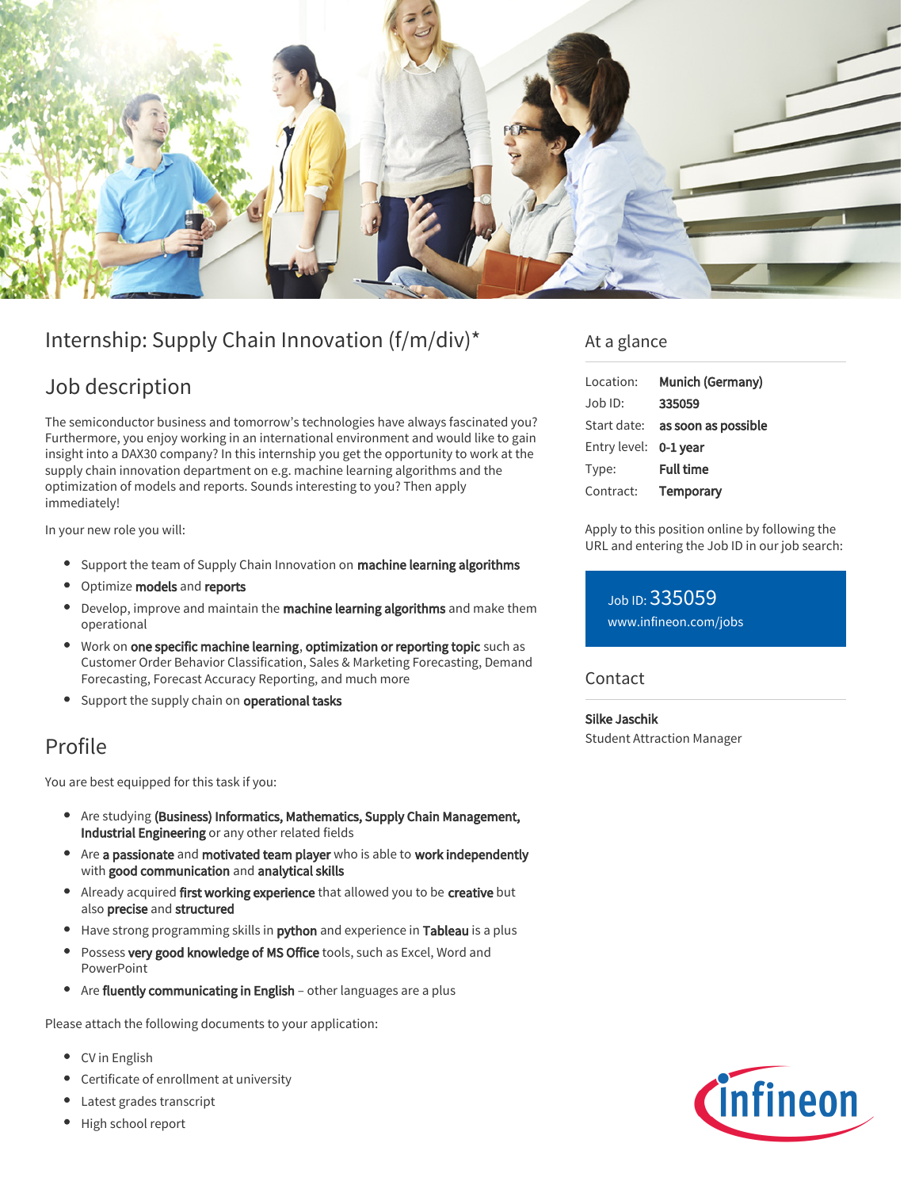# Internship: Supply Chain Innovation (f/m/div)*

## Job description

The semiconductor business and tomorrow's technologies have always fascinated you? Furthermore, you enjoy working in an international environment and would like to gain insight into a DAX30 company? In this internship you get the opportunity to work at the supply chain innovation department on e.g. machine learning algorithms and the optimization of models and reports. Sounds interesting to you? Then apply immediately!

In your new role you will:

- Support the team of Supply Chain Innovation on **machine learning algorithms**
- Optimize **models** and **reports**
- Develop, improve and maintain the **machine learning algorithms** and make them operational
- Work on **one specific machine learning**, **optimization or reporting topic** such as Customer Order Behavior Classification, Sales & Marketing Forecasting, Demand Forecasting, Forecast Accuracy Reporting, and much more
- Support the supply chain on **operational tasks**

## Profile

You are best equipped for this task if you:

- Are studying **(Business) Informatics, Mathematics, Supply Chain Management, Industrial Engineering** or any other related fields
- Are **a passionate** and **motivated team player** who is able to **work independently** with **good communication** and **analytical skills**
- Already acquired **first working experience** that allowed you to be **creative** but also **precise** and **structured**
- Have strong programming skills in **python** and experience in **Tableau** is a plus
- Possess **very good knowledge of MS Office** tools, such as Excel, Word and PowerPoint
- Are **fluently communicating in English** – other languages are a plus

Please attach the following documents to your application:

- CV in English
- Certificate of enrollment at university
- Latest grades transcript
- High school report

## At a glance

| | |
|---|---|
| Location: | **Munich (Germany)** |
| Job ID: | **335059** |
| Start date: | **as soon as possible** |
| Entry level: | **0-1 year** |
| Type: | **Full time** |
| Contract: | **Temporary** |

Apply to this position online by following the URL and entering the Job ID in our job search:

Job ID: 335059
www.infineon.com/jobs

## Contact

**Silke Jaschik**
Student Attraction Manager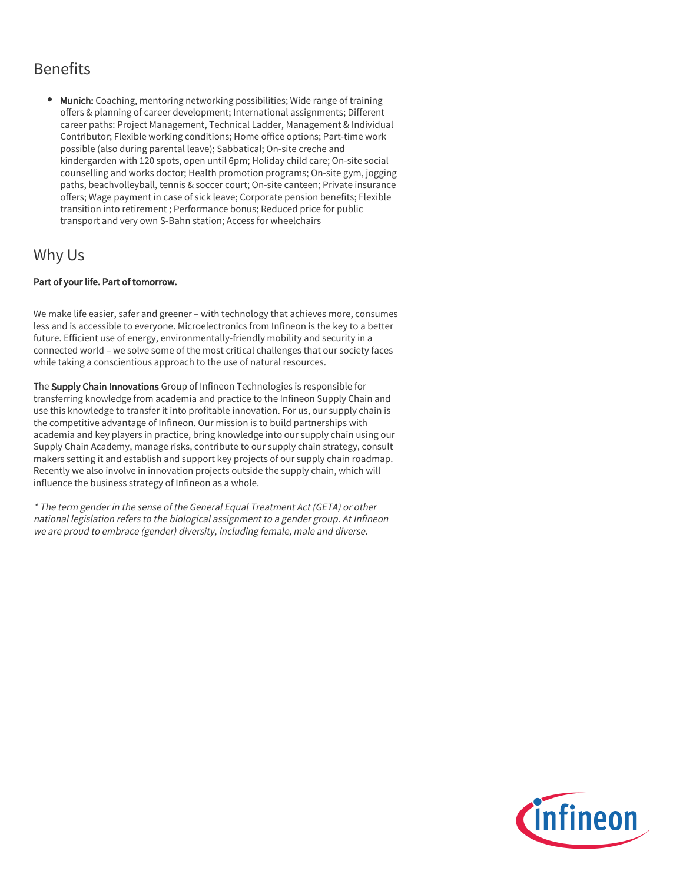## Benefits

- **Munich:** Coaching, mentoring networking possibilities; Wide range of training offers & planning of career development; International assignments; Different career paths: Project Management, Technical Ladder, Management & Individual Contributor; Flexible working conditions; Home office options; Part-time work possible (also during parental leave); Sabbatical; On-site creche and kindergarden with 120 spots, open until 6pm; Holiday child care; On-site social counselling and works doctor; Health promotion programs; On-site gym, jogging paths, beachvolleyball, tennis & soccer court; On-site canteen; Private insurance offers; Wage payment in case of sick leave; Corporate pension benefits; Flexible transition into retirement ; Performance bonus; Reduced price for public transport and very own S-Bahn station; Access for wheelchairs

## Why Us

**Part of your life. Part of tomorrow.**

We make life easier, safer and greener – with technology that achieves more, consumes less and is accessible to everyone. Microelectronics from Infineon is the key to a better future. Efficient use of energy, environmentally-friendly mobility and security in a connected world – we solve some of the most critical challenges that our society faces while taking a conscientious approach to the use of natural resources.

The **Supply Chain Innovations** Group of Infineon Technologies is responsible for transferring knowledge from academia and practice to the Infineon Supply Chain and use this knowledge to transfer it into profitable innovation. For us, our supply chain is the competitive advantage of Infineon. Our mission is to build partnerships with academia and key players in practice, bring knowledge into our supply chain using our Supply Chain Academy, manage risks, contribute to our supply chain strategy, consult makers setting it and establish and support key projects of our supply chain roadmap. Recently we also involve in innovation projects outside the supply chain, which will influence the business strategy of Infineon as a whole.

*\* The term gender in the sense of the General Equal Treatment Act (GETA) or other national legislation refers to the biological assignment to a gender group. At Infineon we are proud to embrace (gender) diversity, including female, male and diverse.*